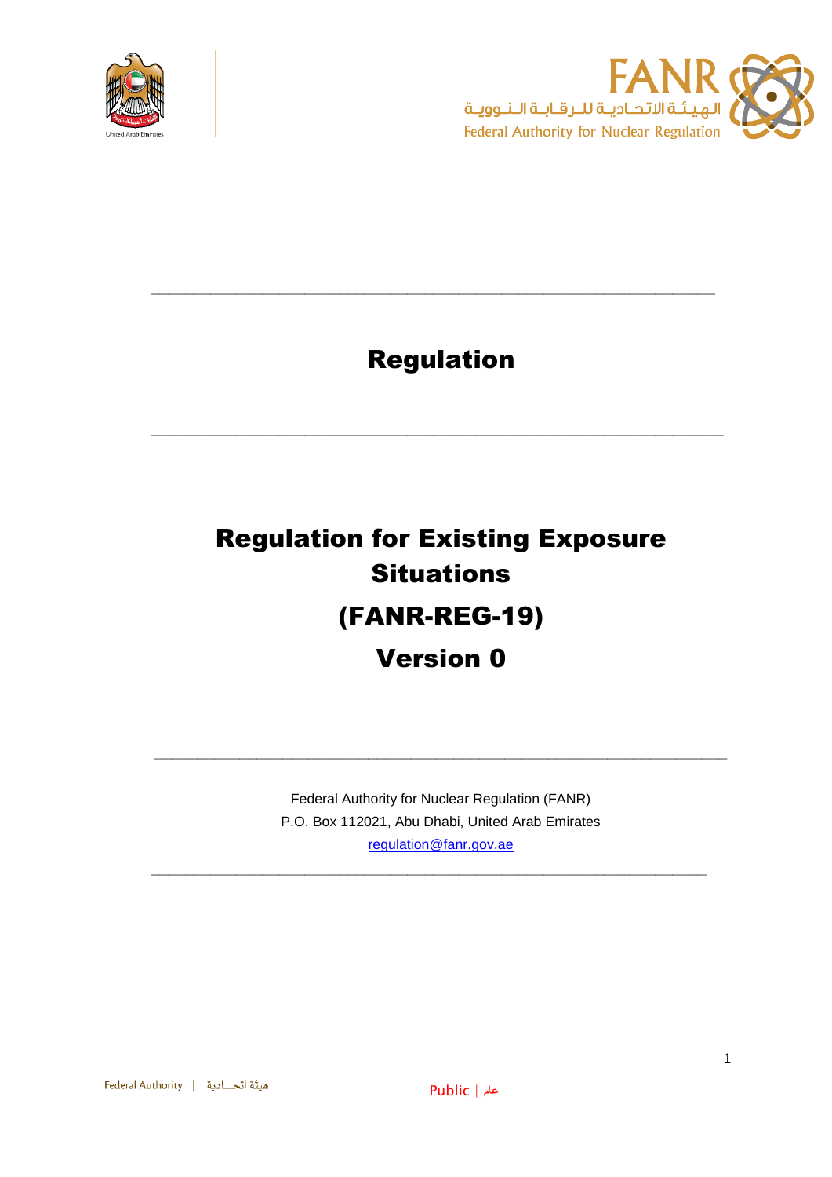# Regulation

---

# Regulation for Existing Exposure Situations

# (FANR-REG-19)

# Version 0

---

Federal Authority for Nuclear Regulation (FANR)

P.O. Box 112021, Abu Dhabi, United Arab Emirates

regulation@fanr.gov.ae

---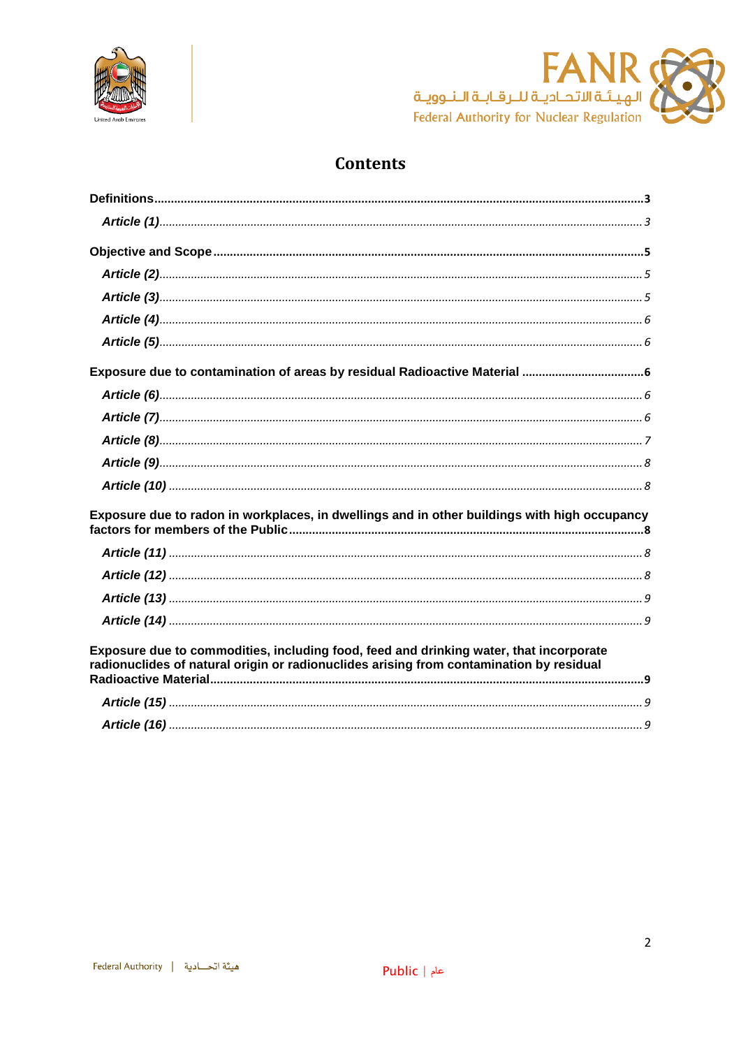# Contents

**Definitions** ..........3

*Article (1)* ..........3

**Objective and Scope** ..........5

*Article (2)* ..........5

*Article (3)* ..........5

*Article (4)* ..........6

*Article (5)* ..........6

**Exposure due to contamination of areas by residual Radioactive Material** ..........6

*Article (6)* ..........6

*Article (7)* ..........6

*Article (8)* ..........7

*Article (9)* ..........8

*Article (10)* ..........8

**Exposure due to radon in workplaces, in dwellings and in other buildings with high occupancy factors for members of the Public** ..........8

*Article (11)* ..........8

*Article (12)* ..........8

*Article (13)* ..........9

*Article (14)* ..........9

**Exposure due to commodities, including food, feed and drinking water, that incorporate radionuclides of natural origin or radionuclides arising from contamination by residual Radioactive Material** ..........9

*Article (15)* ..........9

*Article (16)* ..........9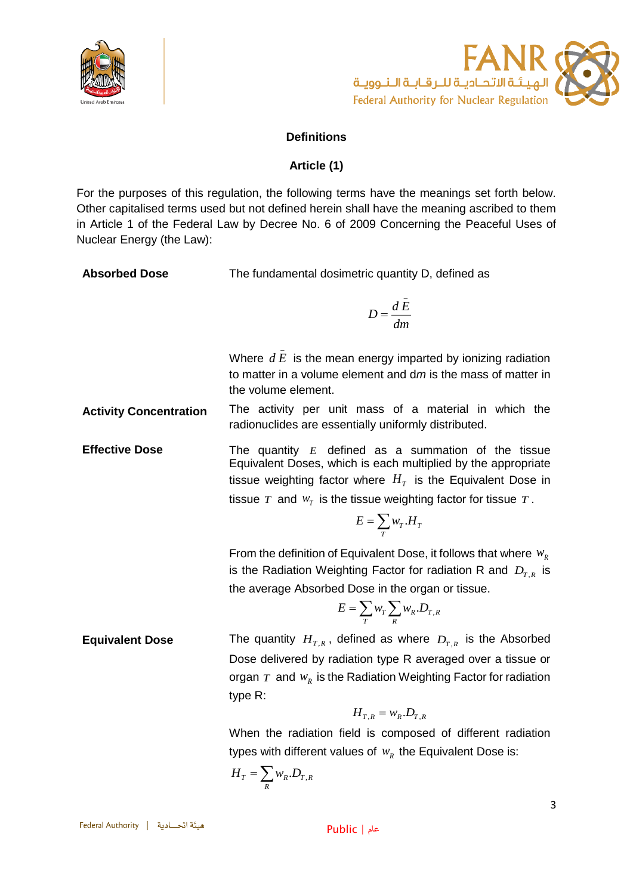## Definitions

### Article (1)

For the purposes of this regulation, the following terms have the meanings set forth below. Other capitalised terms used but not defined herein shall have the meaning ascribed to them in Article 1 of the Federal Law by Decree No. 6 of 2009 Concerning the Peaceful Uses of Nuclear Energy (the Law):

**Absorbed Dose**

The fundamental dosimetric quantity D, defined as

$$D = \frac{d\bar{E}}{dm}$$

Where $d\bar{E}$ is the mean energy imparted by ionizing radiation to matter in a volume element and d*m* is the mass of matter in the volume element.

**Activity Concentration**

The activity per unit mass of a material in which the radionuclides are essentially uniformly distributed.

**Effective Dose**

The quantity $E$ defined as a summation of the tissue Equivalent Doses, which is each multiplied by the appropriate tissue weighting factor where $H_T$ is the Equivalent Dose in tissue $T$ and $w_T$ is the tissue weighting factor for tissue $T$.

$$E = \sum_T w_T . H_T$$

From the definition of Equivalent Dose, it follows that where $w_R$ is the Radiation Weighting Factor for radiation R and $D_{T,R}$ is the average Absorbed Dose in the organ or tissue.

$$E = \sum_T w_T \sum_R w_R . D_{T,R}$$

**Equivalent Dose**

The quantity $H_{T,R}$, defined as where $D_{T,R}$ is the Absorbed Dose delivered by radiation type R averaged over a tissue or organ $T$ and $w_R$ is the Radiation Weighting Factor for radiation type R:

$$H_{T,R} = w_R . D_{T,R}$$

When the radiation field is composed of different radiation types with different values of $w_R$ the Equivalent Dose is:

$$H_T = \sum_R w_R . D_{T,R}$$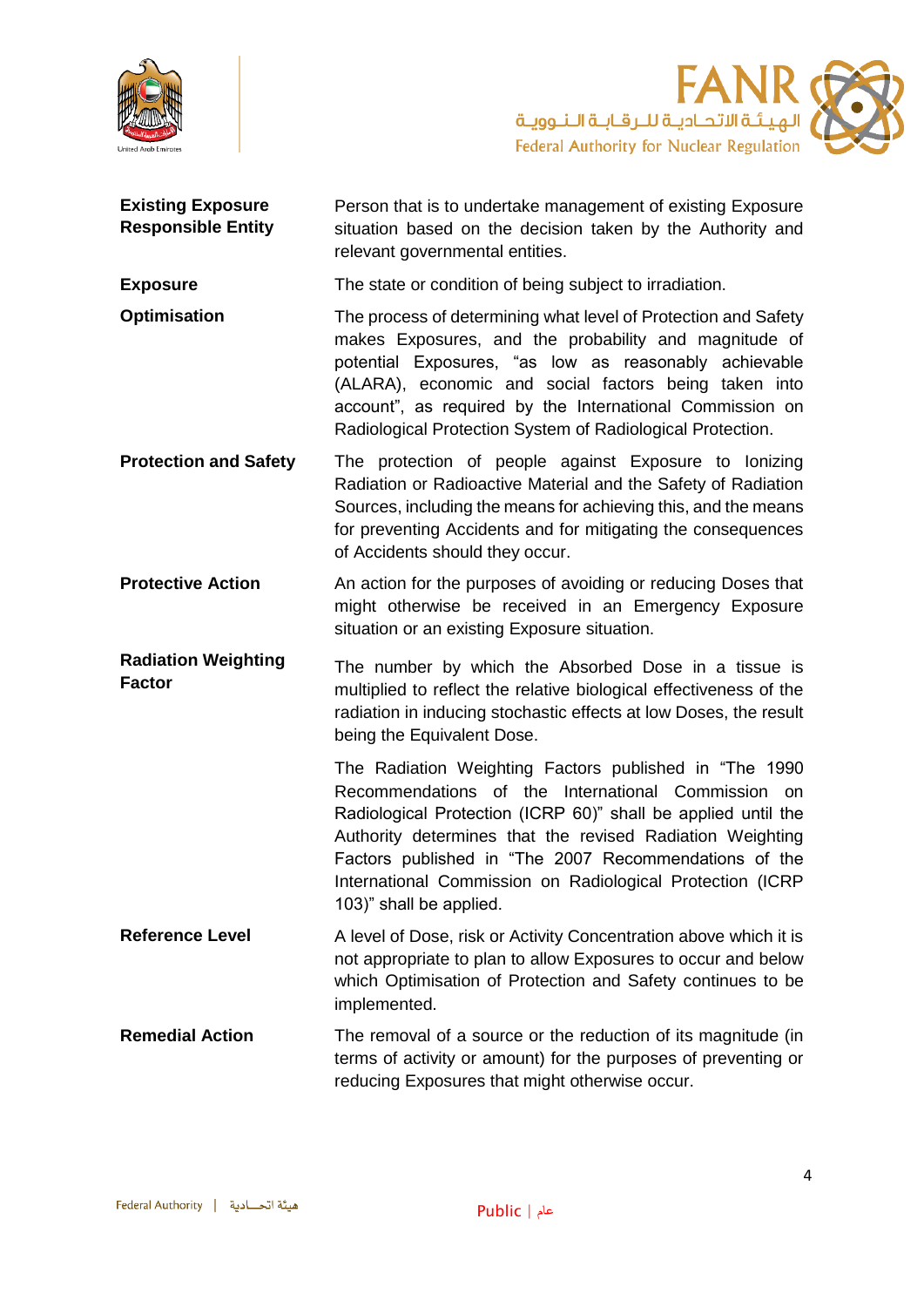| | |
|---|---|
| **Existing Exposure Responsible Entity** | Person that is to undertake management of existing Exposure situation based on the decision taken by the Authority and relevant governmental entities. |
| **Exposure** | The state or condition of being subject to irradiation. |
| **Optimisation** | The process of determining what level of Protection and Safety makes Exposures, and the probability and magnitude of potential Exposures, "as low as reasonably achievable (ALARA), economic and social factors being taken into account", as required by the International Commission on Radiological Protection System of Radiological Protection. |
| **Protection and Safety** | The protection of people against Exposure to Ionizing Radiation or Radioactive Material and the Safety of Radiation Sources, including the means for achieving this, and the means for preventing Accidents and for mitigating the consequences of Accidents should they occur. |
| **Protective Action** | An action for the purposes of avoiding or reducing Doses that might otherwise be received in an Emergency Exposure situation or an existing Exposure situation. |
| **Radiation Weighting Factor** | The number by which the Absorbed Dose in a tissue is multiplied to reflect the relative biological effectiveness of the radiation in inducing stochastic effects at low Doses, the result being the Equivalent Dose.<br><br>The Radiation Weighting Factors published in "The 1990 Recommendations of the International Commission on Radiological Protection (ICRP 60)" shall be applied until the Authority determines that the revised Radiation Weighting Factors published in "The 2007 Recommendations of the International Commission on Radiological Protection (ICRP 103)" shall be applied. |
| **Reference Level** | A level of Dose, risk or Activity Concentration above which it is not appropriate to plan to allow Exposures to occur and below which Optimisation of Protection and Safety continues to be implemented. |
| **Remedial Action** | The removal of a source or the reduction of its magnitude (in terms of activity or amount) for the purposes of preventing or reducing Exposures that might otherwise occur. |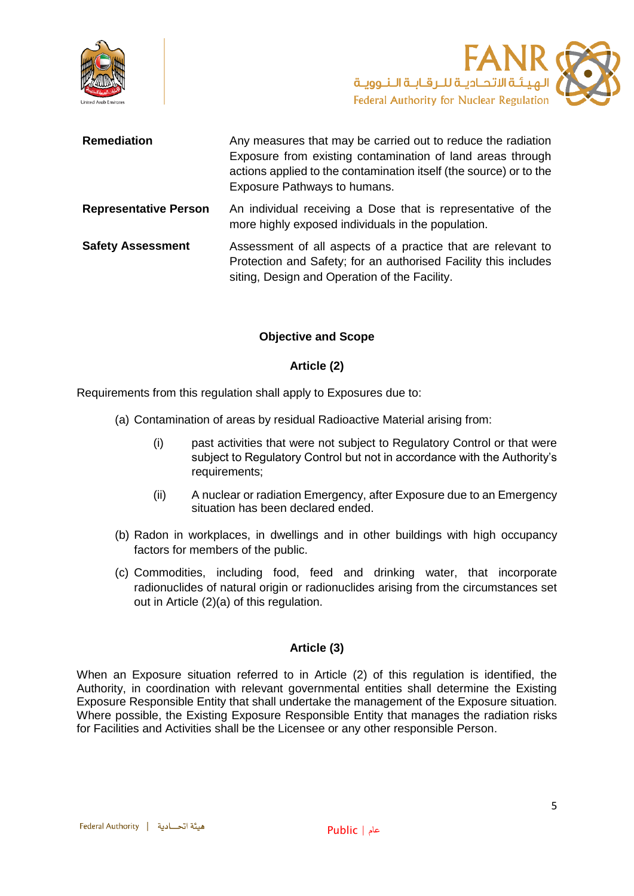| | |
|---|---|
| **Remediation** | Any measures that may be carried out to reduce the radiation Exposure from existing contamination of land areas through actions applied to the contamination itself (the source) or to the Exposure Pathways to humans. |
| **Representative Person** | An individual receiving a Dose that is representative of the more highly exposed individuals in the population. |
| **Safety Assessment** | Assessment of all aspects of a practice that are relevant to Protection and Safety; for an authorised Facility this includes siting, Design and Operation of the Facility. |

## Objective and Scope

### Article (2)

Requirements from this regulation shall apply to Exposures due to:

(a) Contamination of areas by residual Radioactive Material arising from:

(i) past activities that were not subject to Regulatory Control or that were subject to Regulatory Control but not in accordance with the Authority's requirements;

(ii) A nuclear or radiation Emergency, after Exposure due to an Emergency situation has been declared ended.

(b) Radon in workplaces, in dwellings and in other buildings with high occupancy factors for members of the public.

(c) Commodities, including food, feed and drinking water, that incorporate radionuclides of natural origin or radionuclides arising from the circumstances set out in Article (2)(a) of this regulation.

### Article (3)

When an Exposure situation referred to in Article (2) of this regulation is identified, the Authority, in coordination with relevant governmental entities shall determine the Existing Exposure Responsible Entity that shall undertake the management of the Exposure situation. Where possible, the Existing Exposure Responsible Entity that manages the radiation risks for Facilities and Activities shall be the Licensee or any other responsible Person.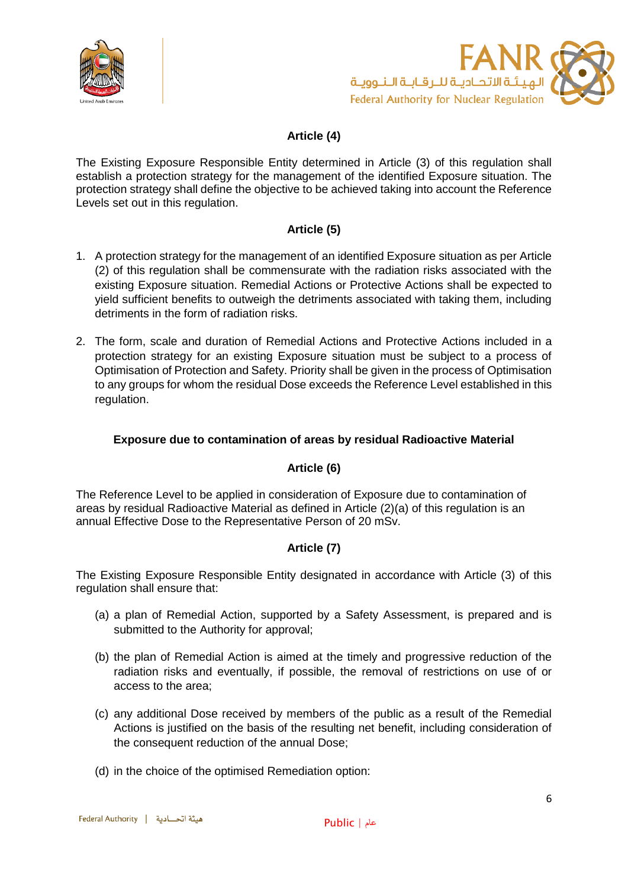## Article (4)

The Existing Exposure Responsible Entity determined in Article (3) of this regulation shall establish a protection strategy for the management of the identified Exposure situation. The protection strategy shall define the objective to be achieved taking into account the Reference Levels set out in this regulation.

## Article (5)

1. A protection strategy for the management of an identified Exposure situation as per Article (2) of this regulation shall be commensurate with the radiation risks associated with the existing Exposure situation. Remedial Actions or Protective Actions shall be expected to yield sufficient benefits to outweigh the detriments associated with taking them, including detriments in the form of radiation risks.

2. The form, scale and duration of Remedial Actions and Protective Actions included in a protection strategy for an existing Exposure situation must be subject to a process of Optimisation of Protection and Safety. Priority shall be given in the process of Optimisation to any groups for whom the residual Dose exceeds the Reference Level established in this regulation.

### Exposure due to contamination of areas by residual Radioactive Material

## Article (6)

The Reference Level to be applied in consideration of Exposure due to contamination of areas by residual Radioactive Material as defined in Article (2)(a) of this regulation is an annual Effective Dose to the Representative Person of 20 mSv.

## Article (7)

The Existing Exposure Responsible Entity designated in accordance with Article (3) of this regulation shall ensure that:

(a) a plan of Remedial Action, supported by a Safety Assessment, is prepared and is submitted to the Authority for approval;

(b) the plan of Remedial Action is aimed at the timely and progressive reduction of the radiation risks and eventually, if possible, the removal of restrictions on use of or access to the area;

(c) any additional Dose received by members of the public as a result of the Remedial Actions is justified on the basis of the resulting net benefit, including consideration of the consequent reduction of the annual Dose;

(d) in the choice of the optimised Remediation option: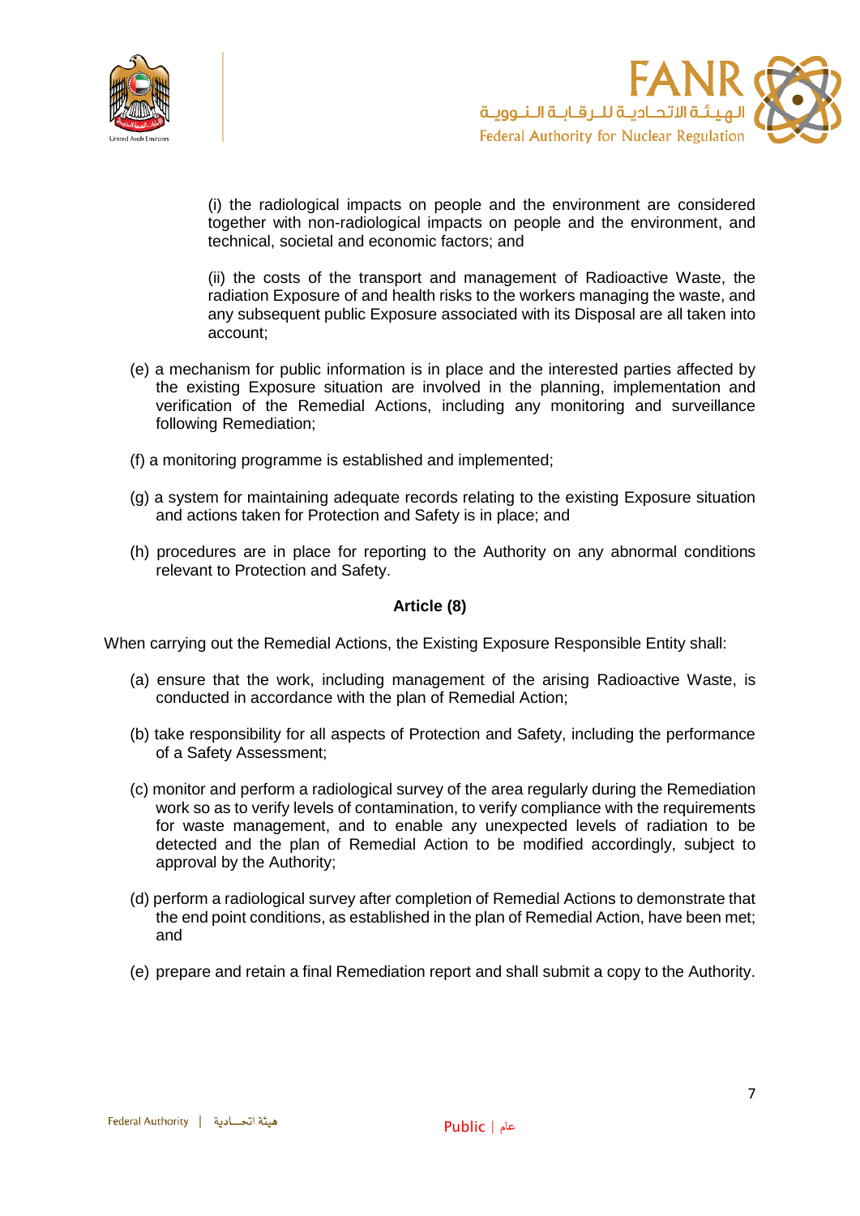(i) the radiological impacts on people and the environment are considered together with non-radiological impacts on people and the environment, and technical, societal and economic factors; and

(ii) the costs of the transport and management of Radioactive Waste, the radiation Exposure of and health risks to the workers managing the waste, and any subsequent public Exposure associated with its Disposal are all taken into account;

(e) a mechanism for public information is in place and the interested parties affected by the existing Exposure situation are involved in the planning, implementation and verification of the Remedial Actions, including any monitoring and surveillance following Remediation;

(f) a monitoring programme is established and implemented;

(g) a system for maintaining adequate records relating to the existing Exposure situation and actions taken for Protection and Safety is in place; and

(h) procedures are in place for reporting to the Authority on any abnormal conditions relevant to Protection and Safety.

### Article (8)

When carrying out the Remedial Actions, the Existing Exposure Responsible Entity shall:

(a) ensure that the work, including management of the arising Radioactive Waste, is conducted in accordance with the plan of Remedial Action;

(b) take responsibility for all aspects of Protection and Safety, including the performance of a Safety Assessment;

(c) monitor and perform a radiological survey of the area regularly during the Remediation work so as to verify levels of contamination, to verify compliance with the requirements for waste management, and to enable any unexpected levels of radiation to be detected and the plan of Remedial Action to be modified accordingly, subject to approval by the Authority;

(d) perform a radiological survey after completion of Remedial Actions to demonstrate that the end point conditions, as established in the plan of Remedial Action, have been met; and

(e) prepare and retain a final Remediation report and shall submit a copy to the Authority.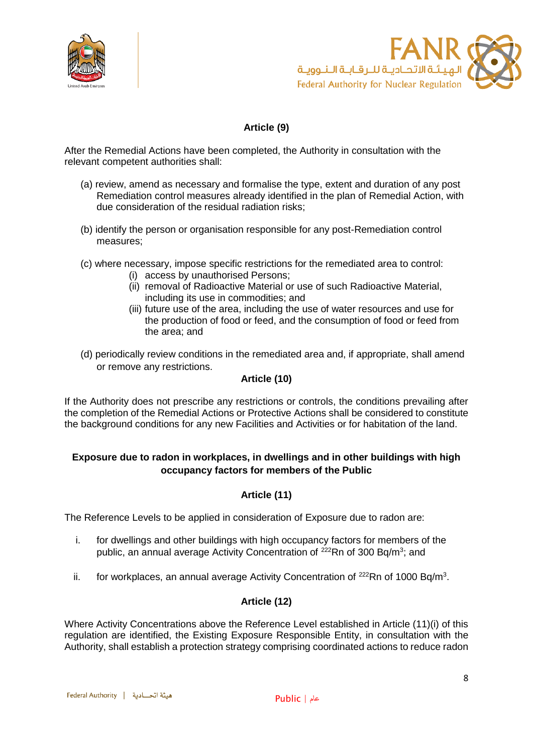### Article (9)

After the Remedial Actions have been completed, the Authority in consultation with the relevant competent authorities shall:

(a) review, amend as necessary and formalise the type, extent and duration of any post Remediation control measures already identified in the plan of Remedial Action, with due consideration of the residual radiation risks;

(b) identify the person or organisation responsible for any post-Remediation control measures;

(c) where necessary, impose specific restrictions for the remediated area to control:
   (i) access by unauthorised Persons;
   (ii) removal of Radioactive Material or use of such Radioactive Material, including its use in commodities; and
   (iii) future use of the area, including the use of water resources and use for the production of food or feed, and the consumption of food or feed from the area; and

(d) periodically review conditions in the remediated area and, if appropriate, shall amend or remove any restrictions.

### Article (10)

If the Authority does not prescribe any restrictions or controls, the conditions prevailing after the completion of the Remedial Actions or Protective Actions shall be considered to constitute the background conditions for any new Facilities and Activities or for habitation of the land.

## Exposure due to radon in workplaces, in dwellings and in other buildings with high occupancy factors for members of the Public

### Article (11)

The Reference Levels to be applied in consideration of Exposure due to radon are:

i. for dwellings and other buildings with high occupancy factors for members of the public, an annual average Activity Concentration of $^{222}$Rn of 300 Bq/m$^3$; and

ii. for workplaces, an annual average Activity Concentration of $^{222}$Rn of 1000 Bq/m$^3$.

### Article (12)

Where Activity Concentrations above the Reference Level established in Article (11)(i) of this regulation are identified, the Existing Exposure Responsible Entity, in consultation with the Authority, shall establish a protection strategy comprising coordinated actions to reduce radon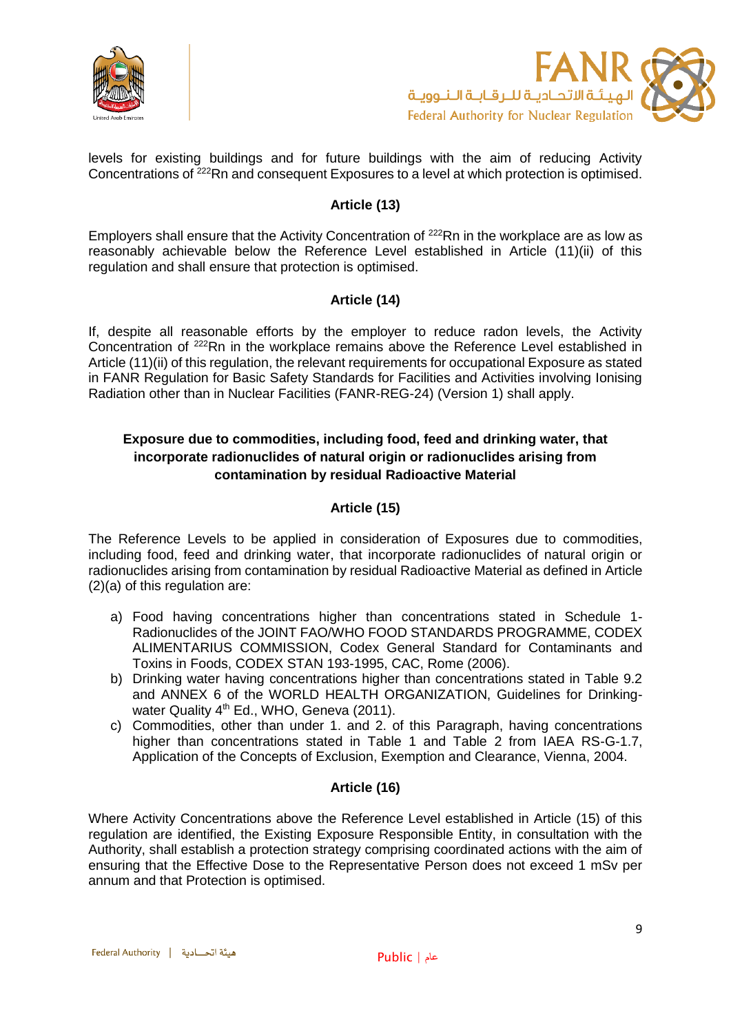levels for existing buildings and for future buildings with the aim of reducing Activity Concentrations of $^{222}$Rn and consequent Exposures to a level at which protection is optimised.

### Article (13)

Employers shall ensure that the Activity Concentration of $^{222}$Rn in the workplace are as low as reasonably achievable below the Reference Level established in Article (11)(ii) of this regulation and shall ensure that protection is optimised.

### Article (14)

If, despite all reasonable efforts by the employer to reduce radon levels, the Activity Concentration of $^{222}$Rn in the workplace remains above the Reference Level established in Article (11)(ii) of this regulation, the relevant requirements for occupational Exposure as stated in FANR Regulation for Basic Safety Standards for Facilities and Activities involving Ionising Radiation other than in Nuclear Facilities (FANR-REG-24) (Version 1) shall apply.

## Exposure due to commodities, including food, feed and drinking water, that incorporate radionuclides of natural origin or radionuclides arising from contamination by residual Radioactive Material

### Article (15)

The Reference Levels to be applied in consideration of Exposures due to commodities, including food, feed and drinking water, that incorporate radionuclides of natural origin or radionuclides arising from contamination by residual Radioactive Material as defined in Article (2)(a) of this regulation are:

a) Food having concentrations higher than concentrations stated in Schedule 1-Radionuclides of the JOINT FAO/WHO FOOD STANDARDS PROGRAMME, CODEX ALIMENTARIUS COMMISSION, Codex General Standard for Contaminants and Toxins in Foods, CODEX STAN 193-1995, CAC, Rome (2006).
b) Drinking water having concentrations higher than concentrations stated in Table 9.2 and ANNEX 6 of the WORLD HEALTH ORGANIZATION, Guidelines for Drinking-water Quality 4th Ed., WHO, Geneva (2011).
c) Commodities, other than under 1. and 2. of this Paragraph, having concentrations higher than concentrations stated in Table 1 and Table 2 from IAEA RS-G-1.7, Application of the Concepts of Exclusion, Exemption and Clearance, Vienna, 2004.

### Article (16)

Where Activity Concentrations above the Reference Level established in Article (15) of this regulation are identified, the Existing Exposure Responsible Entity, in consultation with the Authority, shall establish a protection strategy comprising coordinated actions with the aim of ensuring that the Effective Dose to the Representative Person does not exceed 1 mSv per annum and that Protection is optimised.